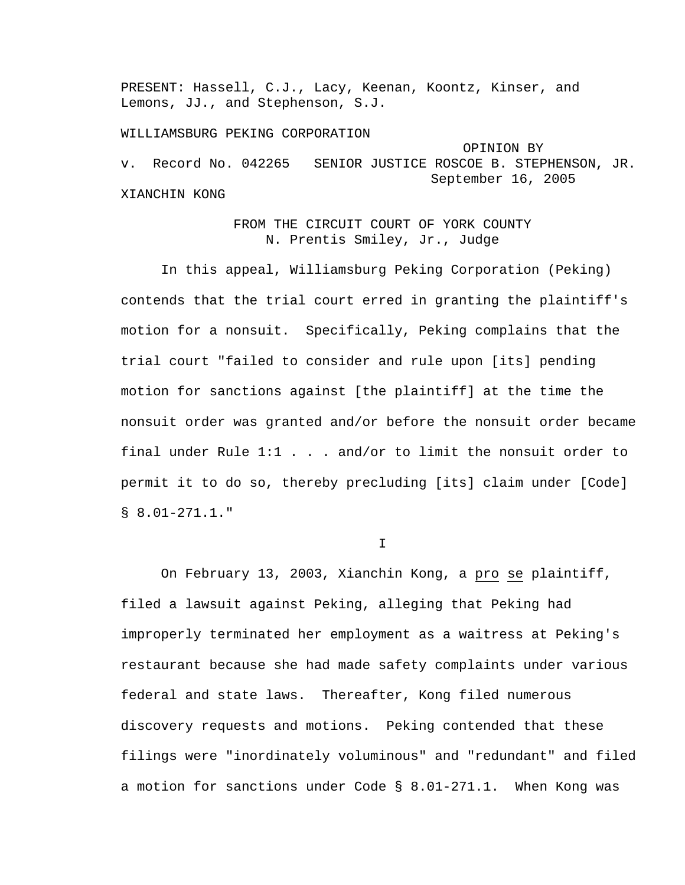PRESENT: Hassell, C.J., Lacy, Keenan, Koontz, Kinser, and Lemons, JJ., and Stephenson, S.J.

WILLIAMSBURG PEKING CORPORATION

v. Record No. 042265

OPINION BY SENIOR JUSTICE ROSCOE B. STEPHENSON, JR.
September 16, 2005

XIANCHIN KONG

FROM THE CIRCUIT COURT OF YORK COUNTY
N. Prentis Smiley, Jr., Judge

In this appeal, Williamsburg Peking Corporation (Peking) contends that the trial court erred in granting the plaintiff's motion for a nonsuit. Specifically, Peking complains that the trial court "failed to consider and rule upon [its] pending motion for sanctions against [the plaintiff] at the time the nonsuit order was granted and/or before the nonsuit order became final under Rule 1:1 . . . and/or to limit the nonsuit order to permit it to do so, thereby precluding [its] claim under [Code] § 8.01-271.1."

I

On February 13, 2003, Xianchin Kong, a pro se plaintiff, filed a lawsuit against Peking, alleging that Peking had improperly terminated her employment as a waitress at Peking's restaurant because she had made safety complaints under various federal and state laws. Thereafter, Kong filed numerous discovery requests and motions. Peking contended that these filings were "inordinately voluminous" and "redundant" and filed a motion for sanctions under Code § 8.01-271.1. When Kong was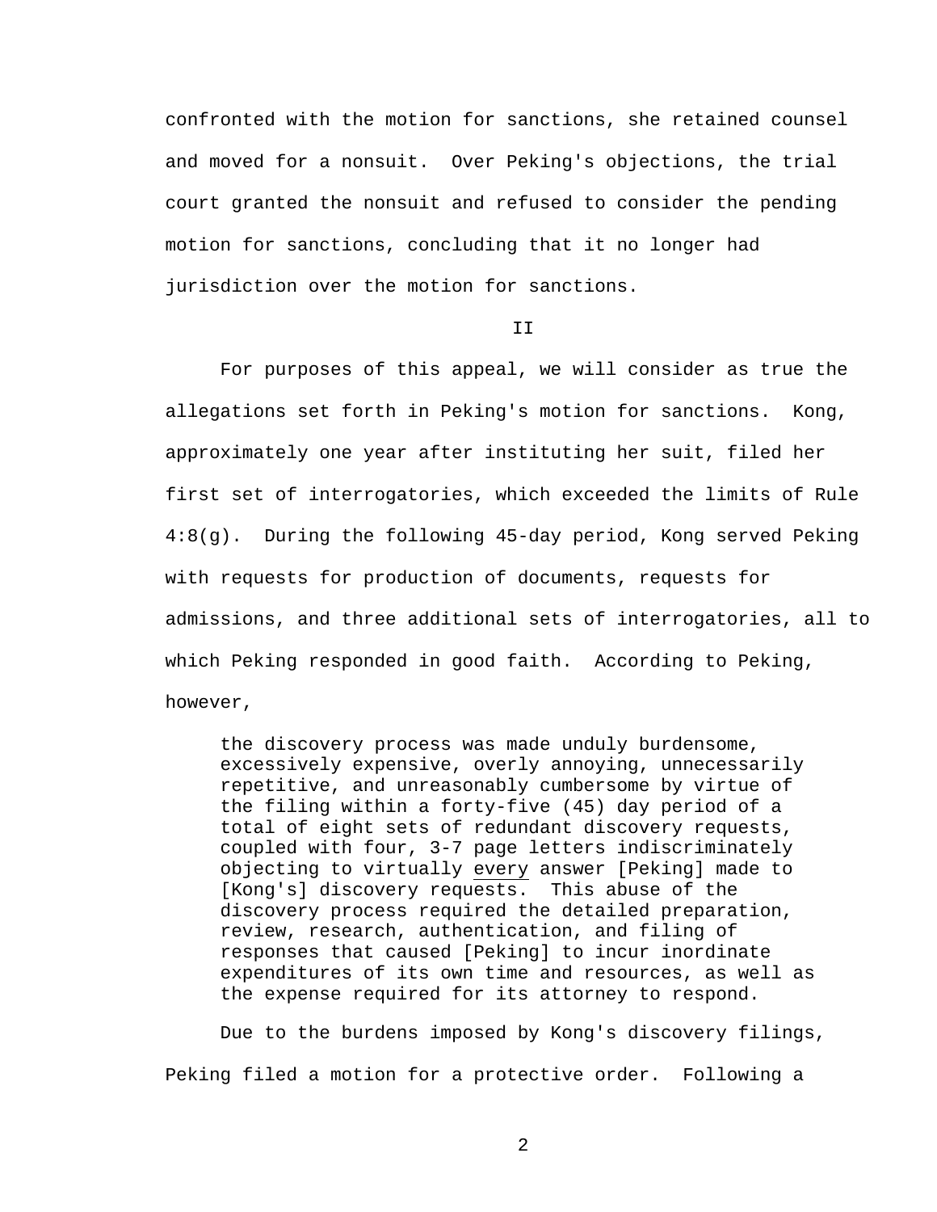confronted with the motion for sanctions, she retained counsel and moved for a nonsuit. Over Peking's objections, the trial court granted the nonsuit and refused to consider the pending motion for sanctions, concluding that it no longer had jurisdiction over the motion for sanctions.

## II

For purposes of this appeal, we will consider as true the allegations set forth in Peking's motion for sanctions. Kong, approximately one year after instituting her suit, filed her first set of interrogatories, which exceeded the limits of Rule 4:8(g). During the following 45-day period, Kong served Peking with requests for production of documents, requests for admissions, and three additional sets of interrogatories, all to which Peking responded in good faith. According to Peking, however,

> the discovery process was made unduly burdensome, excessively expensive, overly annoying, unnecessarily repetitive, and unreasonably cumbersome by virtue of the filing within a forty-five (45) day period of a total of eight sets of redundant discovery requests, coupled with four, 3-7 page letters indiscriminately objecting to virtually <u>every</u> answer [Peking] made to [Kong's] discovery requests. This abuse of the discovery process required the detailed preparation, review, research, authentication, and filing of responses that caused [Peking] to incur inordinate expenditures of its own time and resources, as well as the expense required for its attorney to respond.

Due to the burdens imposed by Kong's discovery filings, Peking filed a motion for a protective order. Following a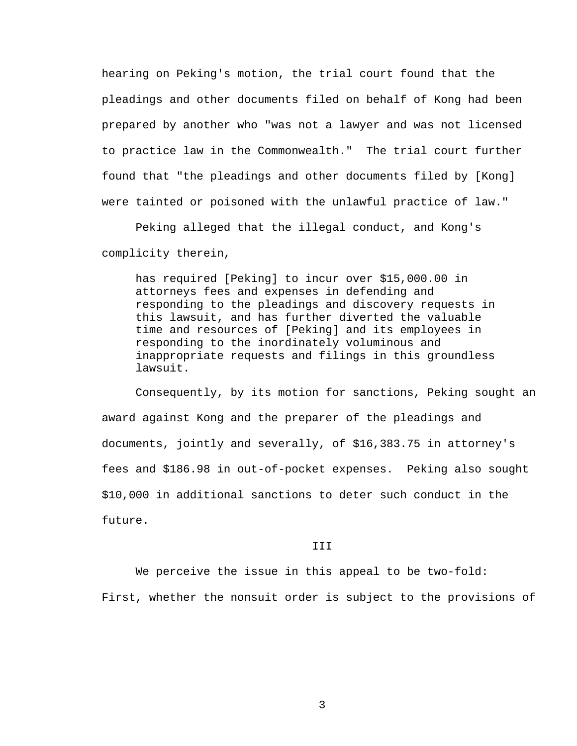hearing on Peking's motion, the trial court found that the pleadings and other documents filed on behalf of Kong had been prepared by another who "was not a lawyer and was not licensed to practice law in the Commonwealth." The trial court further found that "the pleadings and other documents filed by [Kong] were tainted or poisoned with the unlawful practice of law."

Peking alleged that the illegal conduct, and Kong's complicity therein,

> has required [Peking] to incur over $15,000.00 in attorneys fees and expenses in defending and responding to the pleadings and discovery requests in this lawsuit, and has further diverted the valuable time and resources of [Peking] and its employees in responding to the inordinately voluminous and inappropriate requests and filings in this groundless lawsuit.

Consequently, by its motion for sanctions, Peking sought an award against Kong and the preparer of the pleadings and documents, jointly and severally, of $16,383.75 in attorney's fees and $186.98 in out-of-pocket expenses. Peking also sought $10,000 in additional sanctions to deter such conduct in the future.

## III

We perceive the issue in this appeal to be two-fold: First, whether the nonsuit order is subject to the provisions of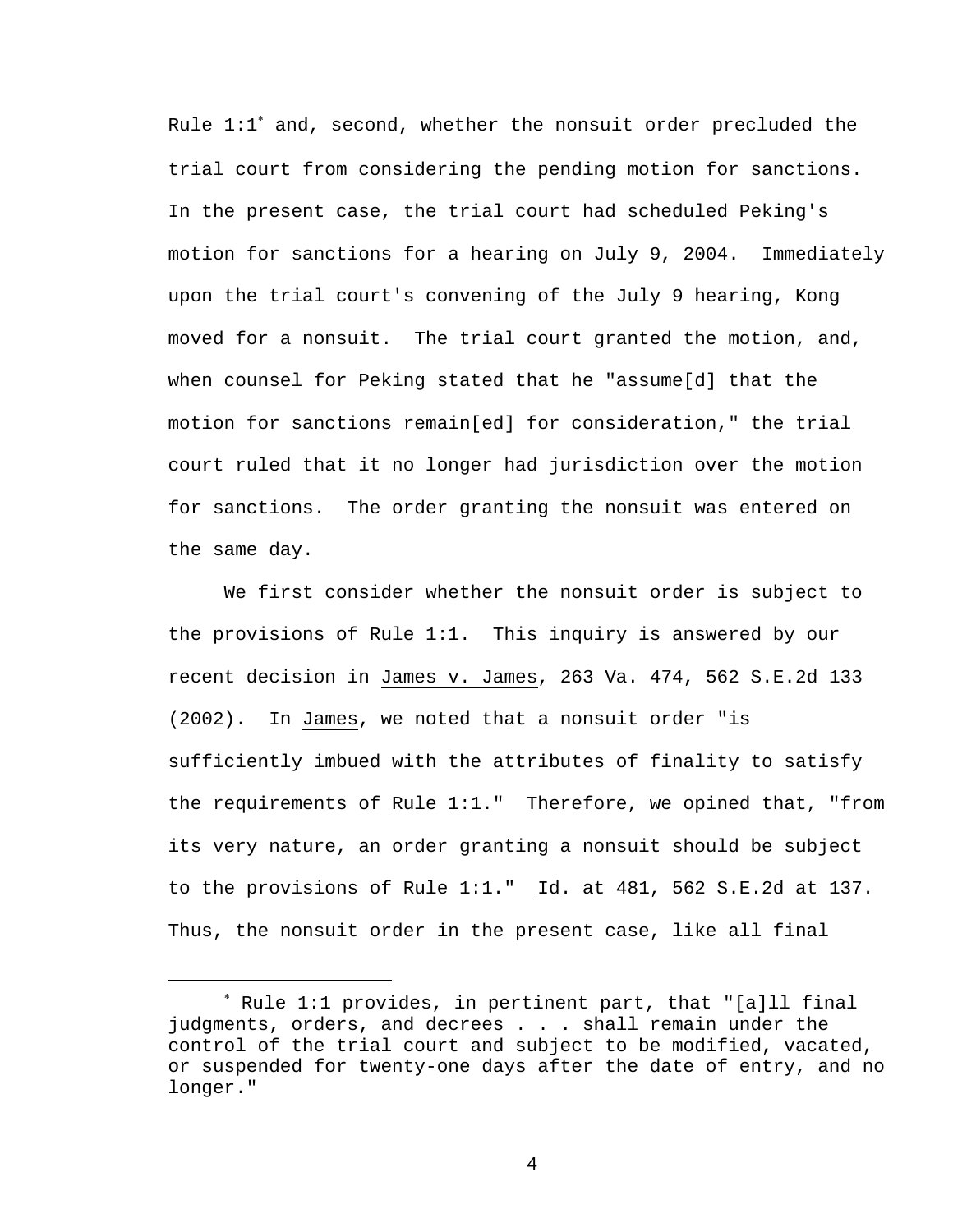Rule 1:1[*] and, second, whether the nonsuit order precluded the trial court from considering the pending motion for sanctions. In the present case, the trial court had scheduled Peking's motion for sanctions for a hearing on July 9, 2004. Immediately upon the trial court's convening of the July 9 hearing, Kong moved for a nonsuit. The trial court granted the motion, and, when counsel for Peking stated that he "assume[d] that the motion for sanctions remain[ed] for consideration," the trial court ruled that it no longer had jurisdiction over the motion for sanctions. The order granting the nonsuit was entered on the same day.

We first consider whether the nonsuit order is subject to the provisions of Rule 1:1. This inquiry is answered by our recent decision in James v. James, 263 Va. 474, 562 S.E.2d 133 (2002). In James, we noted that a nonsuit order "is sufficiently imbued with the attributes of finality to satisfy the requirements of Rule 1:1." Therefore, we opined that, "from its very nature, an order granting a nonsuit should be subject to the provisions of Rule 1:1." Id. at 481, 562 S.E.2d at 137. Thus, the nonsuit order in the present case, like all final

---

[*] Rule 1:1 provides, in pertinent part, that "[a]ll final judgments, orders, and decrees . . . shall remain under the control of the trial court and subject to be modified, vacated, or suspended for twenty-one days after the date of entry, and no longer."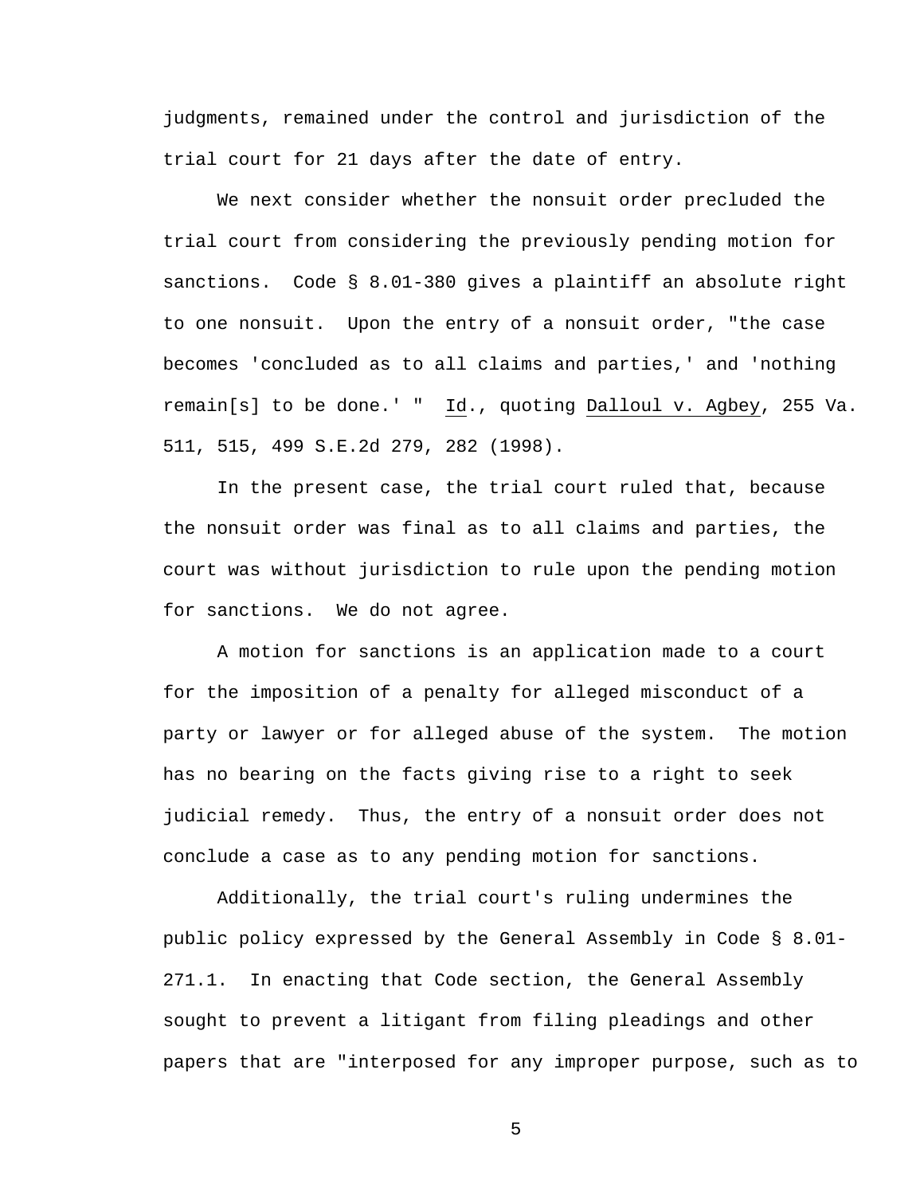judgments, remained under the control and jurisdiction of the trial court for 21 days after the date of entry.

We next consider whether the nonsuit order precluded the trial court from considering the previously pending motion for sanctions. Code § 8.01-380 gives a plaintiff an absolute right to one nonsuit. Upon the entry of a nonsuit order, "the case becomes 'concluded as to all claims and parties,' and 'nothing remain[s] to be done.' " Id., quoting Dalloul v. Agbey, 255 Va. 511, 515, 499 S.E.2d 279, 282 (1998).

In the present case, the trial court ruled that, because the nonsuit order was final as to all claims and parties, the court was without jurisdiction to rule upon the pending motion for sanctions. We do not agree.

A motion for sanctions is an application made to a court for the imposition of a penalty for alleged misconduct of a party or lawyer or for alleged abuse of the system. The motion has no bearing on the facts giving rise to a right to seek judicial remedy. Thus, the entry of a nonsuit order does not conclude a case as to any pending motion for sanctions.

Additionally, the trial court's ruling undermines the public policy expressed by the General Assembly in Code § 8.01-271.1. In enacting that Code section, the General Assembly sought to prevent a litigant from filing pleadings and other papers that are "interposed for any improper purpose, such as to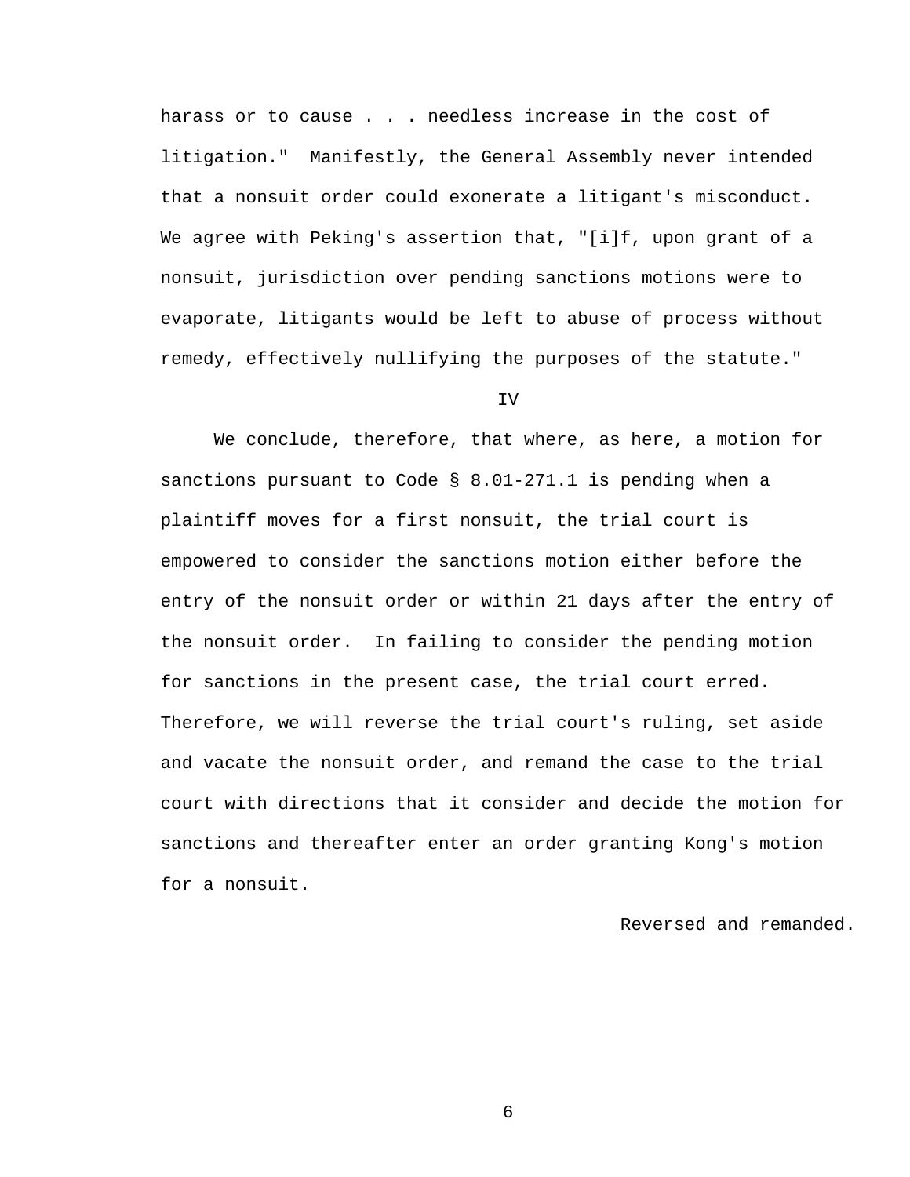harass or to cause . . . needless increase in the cost of litigation." Manifestly, the General Assembly never intended that a nonsuit order could exonerate a litigant's misconduct. We agree with Peking's assertion that, "[i]f, upon grant of a nonsuit, jurisdiction over pending sanctions motions were to evaporate, litigants would be left to abuse of process without remedy, effectively nullifying the purposes of the statute."

IV

We conclude, therefore, that where, as here, a motion for sanctions pursuant to Code § 8.01-271.1 is pending when a plaintiff moves for a first nonsuit, the trial court is empowered to consider the sanctions motion either before the entry of the nonsuit order or within 21 days after the entry of the nonsuit order. In failing to consider the pending motion for sanctions in the present case, the trial court erred. Therefore, we will reverse the trial court's ruling, set aside and vacate the nonsuit order, and remand the case to the trial court with directions that it consider and decide the motion for sanctions and thereafter enter an order granting Kong's motion for a nonsuit.

Reversed and remanded.